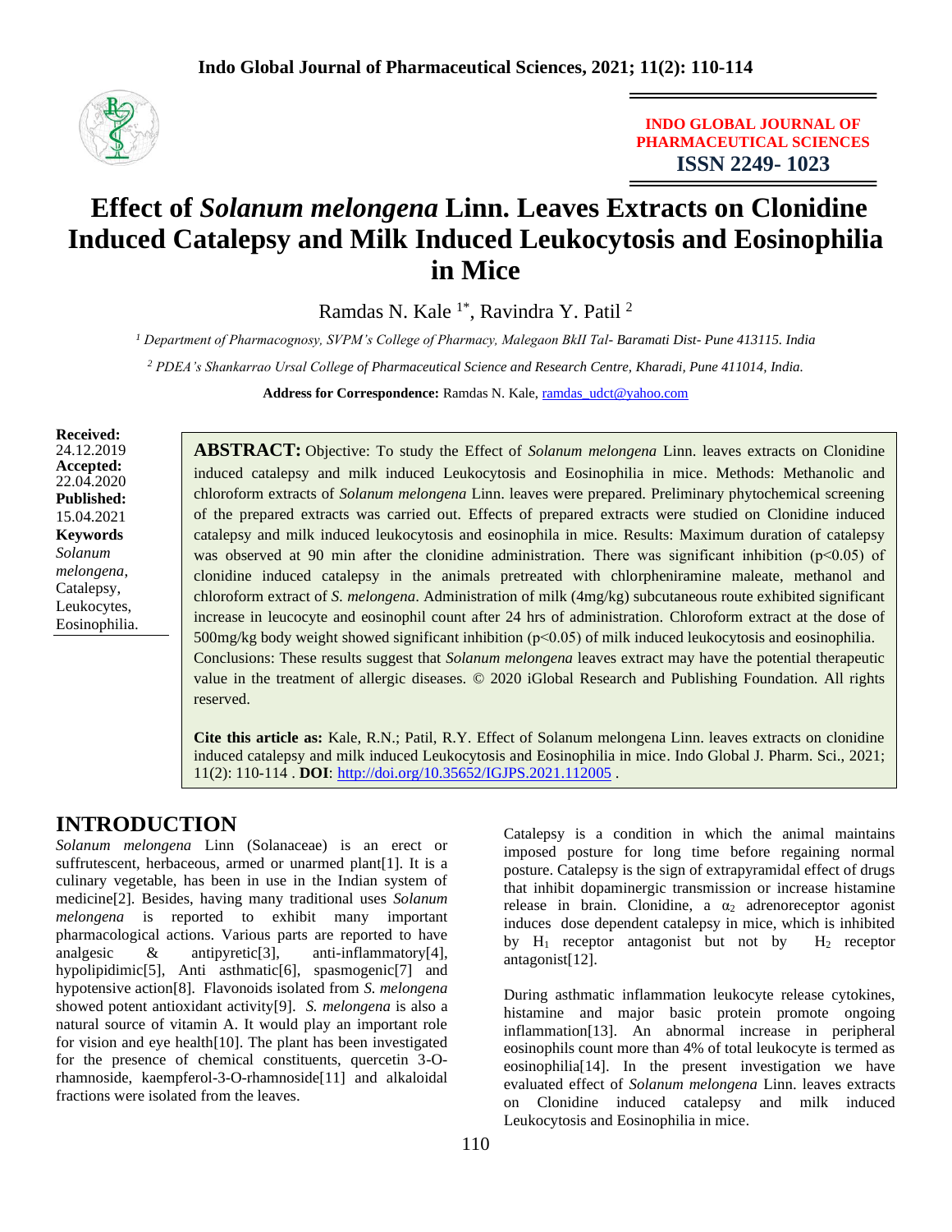# Effect of *Solanum melongena* Linn. Leaves Extracts on Clonidine Induced Catalepsy and Milk Induced Leukocytosis and Eosinophilia in Mice

Ramdas N. Kale [1*], Ravindra Y. Patil [2]

[1] *Department of Pharmacognosy, SVPM's College of Pharmacy, Malegaon BkII Tal- Baramati Dist- Pune 413115. India*

[2] *PDEA's Shankarrao Ursal College of Pharmaceutical Science and Research Centre, Kharadi, Pune 411014, India.*

**Address for Correspondence:** Ramdas N. Kale, ramdas_udct@yahoo.com

**Received:** 24.12.2019
**Accepted:** 22.04.2020
**Published:** 15.04.2021

**Keywords**
*Solanum melongena*, Catalepsy, Leukocytes, Eosinophilia.

**ABSTRACT:** Objective: To study the Effect of *Solanum melongena* Linn. leaves extracts on Clonidine induced catalepsy and milk induced Leukocytosis and Eosinophilia in mice. Methods: Methanolic and chloroform extracts of *Solanum melongena* Linn. leaves were prepared. Preliminary phytochemical screening of the prepared extracts was carried out. Effects of prepared extracts were studied on Clonidine induced catalepsy and milk induced leukocytosis and eosinophilia in mice. Results: Maximum duration of catalepsy was observed at 90 min after the clonidine administration. There was significant inhibition ($p<0.05$) of clonidine induced catalepsy in the animals pretreated with chlorpheniramine maleate, methanol and chloroform extract of *S. melongena*. Administration of milk (4mg/kg) subcutaneous route exhibited significant increase in leucocyte and eosinophil count after 24 hrs of administration. Chloroform extract at the dose of 500mg/kg body weight showed significant inhibition ($p<0.05$) of milk induced leukocytosis and eosinophilia.
Conclusions: These results suggest that *Solanum melongena* leaves extract may have the potential therapeutic value in the treatment of allergic diseases. © 2020 iGlobal Research and Publishing Foundation. All rights reserved.

**Cite this article as:** Kale, R.N.; Patil, R.Y. Effect of Solanum melongena Linn. leaves extracts on clonidine induced catalepsy and milk induced Leukocytosis and Eosinophilia in mice. Indo Global J. Pharm. Sci., 2021; 11(2): 110-114 . **DOI**: http://doi.org/10.35652/IGJPS.2021.112005 .

## INTRODUCTION

*Solanum melongena* Linn (Solanaceae) is an erect or suffrutescent, herbaceous, armed or unarmed plant[1]. It is a culinary vegetable, has been in use in the Indian system of medicine[2]. Besides, having many traditional uses *Solanum melongena* is reported to exhibit many important pharmacological actions. Various parts are reported to have analgesic & antipyretic[3], anti-inflammatory[4], hypolipidimic[5], Anti asthmatic[6], spasmogenic[7] and hypotensive action[8]. Flavonoids isolated from *S. melongena* showed potent antioxidant activity[9]. *S. melongena* is also a natural source of vitamin A. It would play an important role for vision and eye health[10]. The plant has been investigated for the presence of chemical constituents, quercetin 3-O-rhamnoside, kaempferol-3-O-rhamnoside[11] and alkaloidal fractions were isolated from the leaves.

Catalepsy is a condition in which the animal maintains imposed posture for long time before regaining normal posture. Catalepsy is the sign of extrapyramidal effect of drugs that inhibit dopaminergic transmission or increase histamine release in brain. Clonidine, a $\alpha_2$ adrenoreceptor agonist induces dose dependent catalepsy in mice, which is inhibited by $H_1$ receptor antagonist but not by $H_2$ receptor antagonist[12].

During asthmatic inflammation leukocyte release cytokines, histamine and major basic protein promote ongoing inflammation[13]. An abnormal increase in peripheral eosinophils count more than 4% of total leukocyte is termed as eosinophilia[14]. In the present investigation we have evaluated effect of *Solanum melongena* Linn. leaves extracts on Clonidine induced catalepsy and milk induced Leukocytosis and Eosinophilia in mice.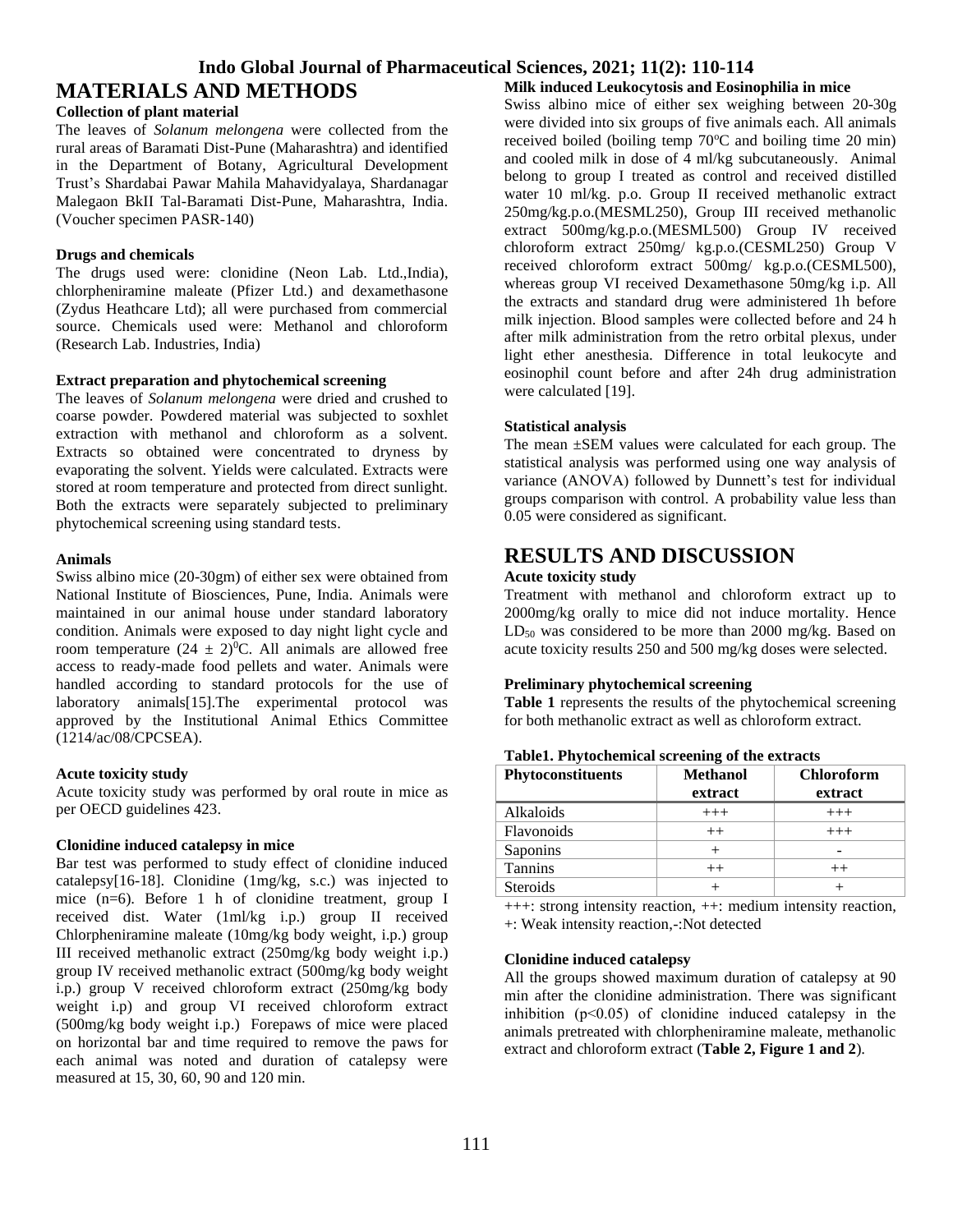# MATERIALS AND METHODS

### Collection of plant material

The leaves of *Solanum melongena* were collected from the rural areas of Baramati Dist-Pune (Maharashtra) and identified in the Department of Botany, Agricultural Development Trust's Shardabai Pawar Mahila Mahavidyalaya, Shardanagar Malegaon BkII Tal-Baramati Dist-Pune, Maharashtra, India. (Voucher specimen PASR-140)

### Drugs and chemicals

The drugs used were: clonidine (Neon Lab. Ltd.,India), chlorpheniramine maleate (Pfizer Ltd.) and dexamethasone (Zydus Heathcare Ltd); all were purchased from commercial source. Chemicals used were: Methanol and chloroform (Research Lab. Industries, India)

### Extract preparation and phytochemical screening

The leaves of *Solanum melongena* were dried and crushed to coarse powder. Powdered material was subjected to soxhlet extraction with methanol and chloroform as a solvent. Extracts so obtained were concentrated to dryness by evaporating the solvent. Yields were calculated. Extracts were stored at room temperature and protected from direct sunlight. Both the extracts were separately subjected to preliminary phytochemical screening using standard tests.

### Animals

Swiss albino mice (20-30gm) of either sex were obtained from National Institute of Biosciences, Pune, India. Animals were maintained in our animal house under standard laboratory condition. Animals were exposed to day night light cycle and room temperature $(24 \pm 2)^0$C. All animals are allowed free access to ready-made food pellets and water. Animals were handled according to standard protocols for the use of laboratory animals[15].The experimental protocol was approved by the Institutional Animal Ethics Committee (1214/ac/08/CPCSEA).

### Acute toxicity study

Acute toxicity study was performed by oral route in mice as per OECD guidelines 423.

### Clonidine induced catalepsy in mice

Bar test was performed to study effect of clonidine induced catalepsy[16-18]. Clonidine (1mg/kg, s.c.) was injected to mice (n=6). Before 1 h of clonidine treatment, group I received dist. Water (1ml/kg i.p.) group II received Chlorpheniramine maleate (10mg/kg body weight, i.p.) group III received methanolic extract (250mg/kg body weight i.p.) group IV received methanolic extract (500mg/kg body weight i.p.) group V received chloroform extract (250mg/kg body weight i.p) and group VI received chloroform extract (500mg/kg body weight i.p.) Forepaws of mice were placed on horizontal bar and time required to remove the paws for each animal was noted and duration of catalepsy were measured at 15, 30, 60, 90 and 120 min.

### Milk induced Leukocytosis and Eosinophilia in mice

Swiss albino mice of either sex weighing between 20-30g were divided into six groups of five animals each. All animals received boiled (boiling temp 70°C and boiling time 20 min) and cooled milk in dose of 4 ml/kg subcutaneously. Animal belong to group I treated as control and received distilled water 10 ml/kg. p.o. Group II received methanolic extract 250mg/kg.p.o.(MESML250), Group III received methanolic extract 500mg/kg.p.o.(MESML500) Group IV received chloroform extract 250mg/ kg.p.o.(CESML250) Group V received chloroform extract 500mg/ kg.p.o.(CESML500), whereas group VI received Dexamethasone 50mg/kg i.p. All the extracts and standard drug were administered 1h before milk injection. Blood samples were collected before and 24 h after milk administration from the retro orbital plexus, under light ether anesthesia. Difference in total leukocyte and eosinophil count before and after 24h drug administration were calculated [19].

### Statistical analysis

The mean ±SEM values were calculated for each group. The statistical analysis was performed using one way analysis of variance (ANOVA) followed by Dunnett's test for individual groups comparison with control. A probability value less than 0.05 were considered as significant.

# RESULTS AND DISCUSSION

### Acute toxicity study

Treatment with methanol and chloroform extract up to 2000mg/kg orally to mice did not induce mortality. Hence $LD_{50}$ was considered to be more than 2000 mg/kg. Based on acute toxicity results 250 and 500 mg/kg doses were selected.

### Preliminary phytochemical screening

**Table 1** represents the results of the phytochemical screening for both methanolic extract as well as chloroform extract.

**Table1. Phytochemical screening of the extracts**

| Phytoconstituents | Methanol extract | Chloroform extract |
|---|---|---|
| Alkaloids | +++ | +++ |
| Flavonoids | ++ | +++ |
| Saponins | + | - |
| Tannins | ++ | ++ |
| Steroids | + | + |

+++: strong intensity reaction, ++: medium intensity reaction, +: Weak intensity reaction,-:Not detected

### Clonidine induced catalepsy

All the groups showed maximum duration of catalepsy at 90 min after the clonidine administration. There was significant inhibition ($p<0.05$) of clonidine induced catalepsy in the animals pretreated with chlorpheniramine maleate, methanolic extract and chloroform extract (**Table 2, Figure 1 and 2**).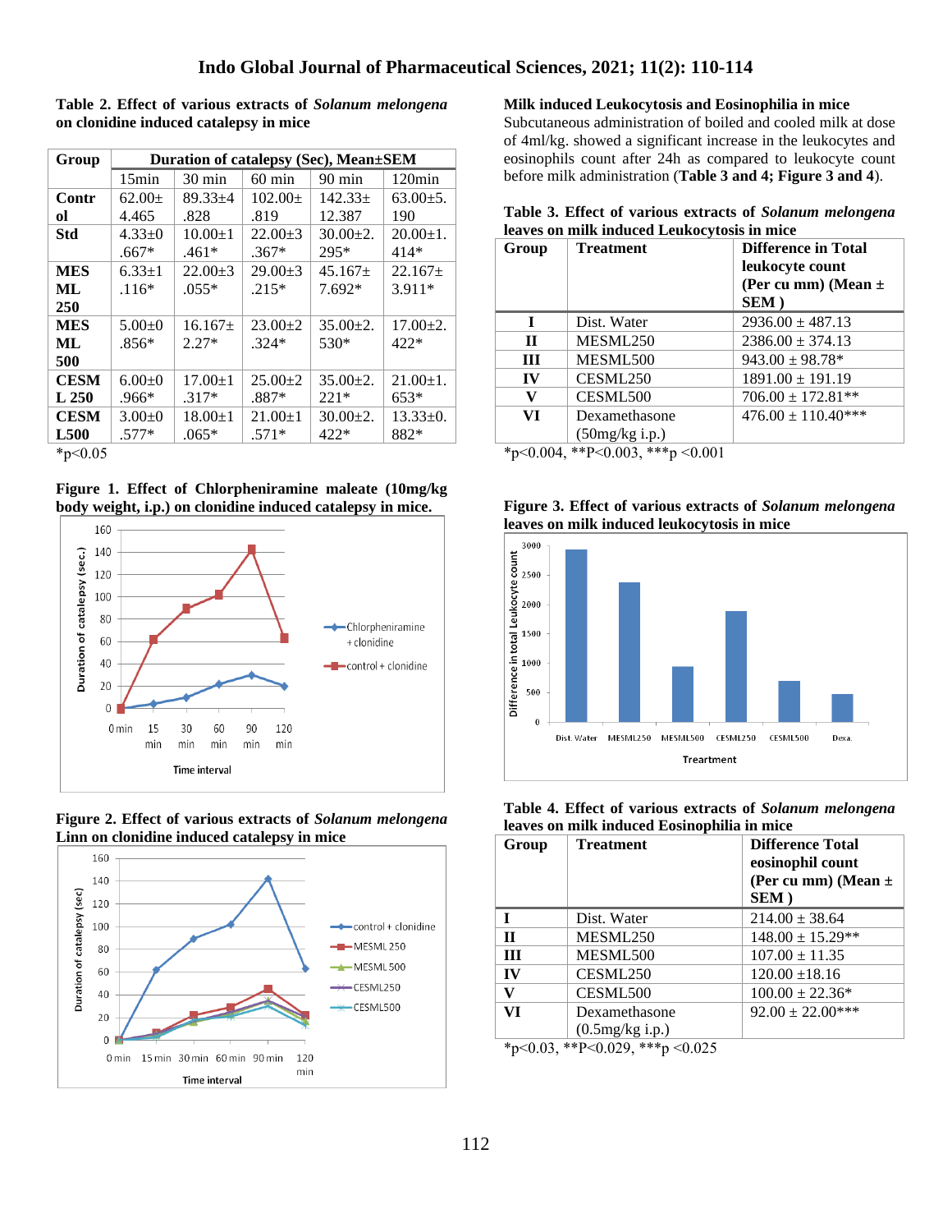**Table 2. Effect of various extracts of *Solanum melongena* on clonidine induced catalepsy in mice**

| Group | Duration of catalepsy (Sec), Mean±SEM | | | | |
|---|---|---|---|---|---|
| | 15min | 30 min | 60 min | 90 min | 120min |
| **Control** | 62.00±4.465 | 89.33±4.828 | 102.00±.819 | 142.33±12.387 | 63.00±5.190 |
| **Std** | 4.33±0.667* | 10.00±1.461* | 22.00±3.367* | 30.00±2.295* | 20.00±1.414* |
| **MESML 250** | 6.33±1.116* | 22.00±3.055* | 29.00±3.215* | 45.167±7.692* | 22.167±3.911* |
| **MESML 500** | 5.00±0.856* | 16.167±2.27* | 23.00±2.324* | 35.00±2.530* | 17.00±2.422* |
| **CESML 250** | 6.00±0.966* | 17.00±1.317* | 25.00±2.887* | 35.00±2.221* | 21.00±1.653* |
| **CESML500** | 3.00±0.577* | 18.00±1.065* | 21.00±1.571* | 30.00±2.422* | 13.33±0.882* |

*p<0.05

**Figure 1. Effect of Chlorpheniramine maleate (10mg/kg body weight, i.p.) on clonidine induced catalepsy in mice.**

**Figure 2. Effect of various extracts of *Solanum melongena* Linn on clonidine induced catalepsy in mice**

**Milk induced Leukocytosis and Eosinophilia in mice**

Subcutaneous administration of boiled and cooled milk at dose of 4ml/kg. showed a significant increase in the leukocytes and eosinophils count after 24h as compared to leukocyte count before milk administration (**Table 3 and 4; Figure 3 and 4**).

**Table 3. Effect of various extracts of *Solanum melongena* leaves on milk induced Leukocytosis in mice**

| Group | Treatment | Difference in Total leukocyte count (Per cu mm) (Mean ± SEM ) |
|---|---|---|
| **I** | Dist. Water | 2936.00 ± 487.13 |
| **II** | MESML250 | 2386.00 ± 374.13 |
| **III** | MESML500 | 943.00 ± 98.78* |
| **IV** | CESML250 | 1891.00 ± 191.19 |
| **V** | CESML500 | 706.00 ± 172.81** |
| **VI** | Dexamethasone (50mg/kg i.p.) | 476.00 ± 110.40*** |

*p<0.004, **P<0.003, ***p <0.001

**Figure 3. Effect of various extracts of *Solanum melongena* leaves on milk induced leukocytosis in mice**

**Table 4. Effect of various extracts of *Solanum melongena* leaves on milk induced Eosinophilia in mice**

| Group | Treatment | Difference Total eosinophil count (Per cu mm) (Mean ± SEM ) |
|---|---|---|
| **I** | Dist. Water | 214.00 ± 38.64 |
| **II** | MESML250 | 148.00 ± 15.29** |
| **III** | MESML500 | 107.00 ± 11.35 |
| **IV** | CESML250 | 120.00 ±18.16 |
| **V** | CESML500 | 100.00 ± 22.36* |
| **VI** | Dexamethasone (0.5mg/kg i.p.) | 92.00 ± 22.00*** |

*p<0.03, **P<0.029, ***p <0.025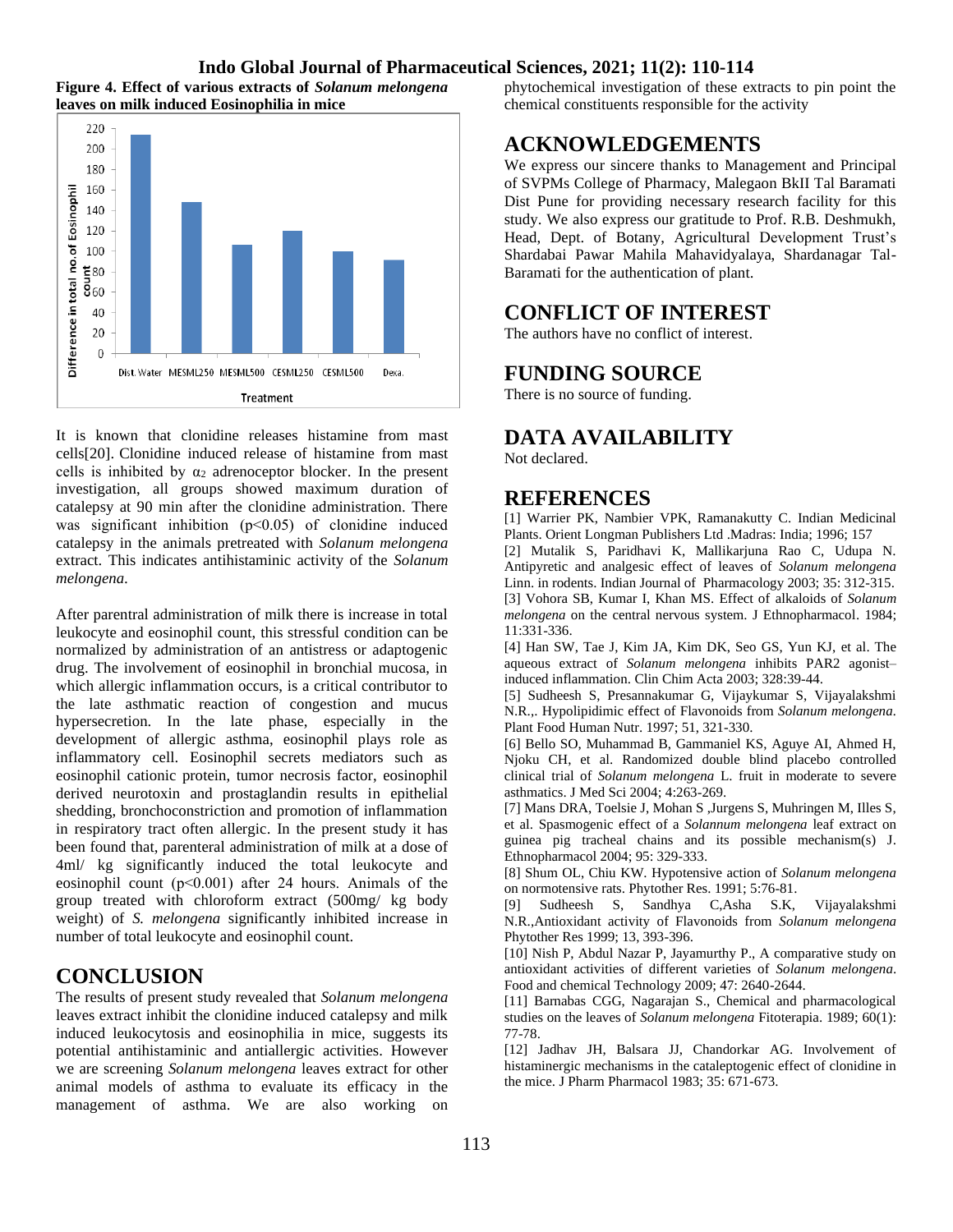**Figure 4. Effect of various extracts of *Solanum melongena* leaves on milk induced Eosinophilia in mice**

It is known that clonidine releases histamine from mast cells[20]. Clonidine induced release of histamine from mast cells is inhibited by $\alpha_2$ adrenoceptor blocker. In the present investigation, all groups showed maximum duration of catalepsy at 90 min after the clonidine administration. There was significant inhibition ($p<0.05$) of clonidine induced catalepsy in the animals pretreated with *Solanum melongena* extract. This indicates antihistaminic activity of the *Solanum melongena*.

After parentral administration of milk there is increase in total leukocyte and eosinophil count, this stressful condition can be normalized by administration of an antistress or adaptogenic drug. The involvement of eosinophil in bronchial mucosa, in which allergic inflammation occurs, is a critical contributor to the late asthmatic reaction of congestion and mucus hypersecretion. In the late phase, especially in the development of allergic asthma, eosinophil plays role as inflammatory cell. Eosinophil secrets mediators such as eosinophil cationic protein, tumor necrosis factor, eosinophil derived neurotoxin and prostaglandin results in epithelial shedding, bronchoconstriction and promotion of inflammation in respiratory tract often allergic. In the present study it has been found that, parenteral administration of milk at a dose of 4ml/ kg significantly induced the total leukocyte and eosinophil count ($p<0.001$) after 24 hours. Animals of the group treated with chloroform extract (500mg/ kg body weight) of *S. melongena* significantly inhibited increase in number of total leukocyte and eosinophil count.

## CONCLUSION

The results of present study revealed that *Solanum melongena* leaves extract inhibit the clonidine induced catalepsy and milk induced leukocytosis and eosinophilia in mice, suggests its potential antihistaminic and antiallergic activities. However we are screening *Solanum melongena* leaves extract for other animal models of asthma to evaluate its efficacy in the management of asthma. We are also working on phytochemical investigation of these extracts to pin point the chemical constituents responsible for the activity

## ACKNOWLEDGEMENTS

We express our sincere thanks to Management and Principal of SVPMs College of Pharmacy, Malegaon BkII Tal Baramati Dist Pune for providing necessary research facility for this study. We also express our gratitude to Prof. R.B. Deshmukh, Head, Dept. of Botany, Agricultural Development Trust's Shardabai Pawar Mahila Mahavidyalaya, Shardanagar Tal-Baramati for the authentication of plant.

## CONFLICT OF INTEREST

The authors have no conflict of interest.

## FUNDING SOURCE

There is no source of funding.

## DATA AVAILABILITY

Not declared.

## REFERENCES

[1] Warrier PK, Nambier VPK, Ramanakutty C. Indian Medicinal Plants. Orient Longman Publishers Ltd .Madras: India; 1996; 157

[2] Mutalik S, Paridhavi K, Mallikarjuna Rao C, Udupa N. Antipyretic and analgesic effect of leaves of *Solanum melongena* Linn. in rodents. Indian Journal of Pharmacology 2003; 35: 312-315.

[3] Vohora SB, Kumar I, Khan MS. Effect of alkaloids of *Solanum melongena* on the central nervous system. J Ethnopharmacol. 1984; 11:331-336.

[4] Han SW, Tae J, Kim JA, Kim DK, Seo GS, Yun KJ, et al. The aqueous extract of *Solanum melongena* inhibits PAR2 agonist–induced inflammation. Clin Chim Acta 2003; 328:39-44.

[5] Sudheesh S, Presannakumar G, Vijaykumar S, Vijayalakshmi N.R.,. Hypolipidimic effect of Flavonoids from *Solanum melongena.* Plant Food Human Nutr. 1997; 51, 321-330.

[6] Bello SO, Muhammad B, Gammaniel KS, Aguye AI, Ahmed H, Njoku CH, et al. Randomized double blind placebo controlled clinical trial of *Solanum melongena* L. fruit in moderate to severe asthmatics. J Med Sci 2004; 4:263-269.

[7] Mans DRA, Toelsie J, Mohan S ,Jurgens S, Muhringen M, Illes S, et al. Spasmogenic effect of a *Solannum melongena* leaf extract on guinea pig tracheal chains and its possible mechanism(s) J. Ethnopharmacol 2004; 95: 329-333.

[8] Shum OL, Chiu KW. Hypotensive action of *Solanum melongena* on normotensive rats. Phytother Res. 1991; 5:76-81.

[9] Sudheesh S, Sandhya C,Asha S.K, Vijayalakshmi N.R.,Antioxidant activity of Flavonoids from *Solanum melongena* Phytother Res 1999; 13, 393-396.

[10] Nish P, Abdul Nazar P, Jayamurthy P., A comparative study on antioxidant activities of different varieties of *Solanum melongena*. Food and chemical Technology 2009; 47: 2640-2644.

[11] Barnabas CGG, Nagarajan S., Chemical and pharmacological studies on the leaves of *Solanum melongena* Fitoterapia. 1989; 60(1): 77-78.

[12] Jadhav JH, Balsara JJ, Chandorkar AG. Involvement of histaminergic mechanisms in the cataleptogenic effect of clonidine in the mice. J Pharm Pharmacol 1983; 35: 671-673.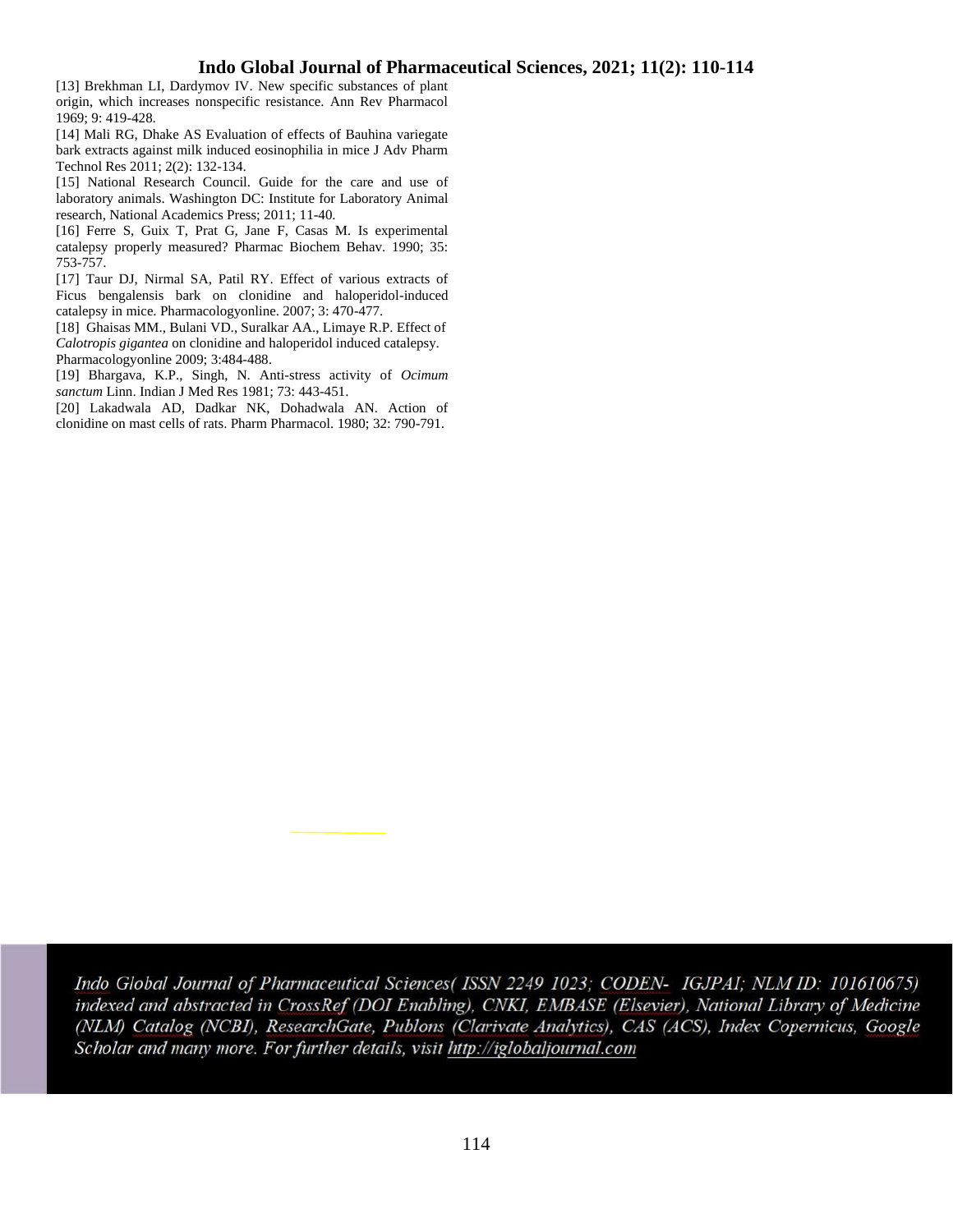[13] Brekhman LI, Dardymov IV. New specific substances of plant origin, which increases nonspecific resistance. Ann Rev Pharmacol 1969; 9: 419-428.

[14] Mali RG, Dhake AS Evaluation of effects of Bauhina variegate bark extracts against milk induced eosinophilia in mice J Adv Pharm Technol Res 2011; 2(2): 132-134.

[15] National Research Council. Guide for the care and use of laboratory animals. Washington DC: Institute for Laboratory Animal research, National Academics Press; 2011; 11-40.

[16] Ferre S, Guix T, Prat G, Jane F, Casas M. Is experimental catalepsy properly measured? Pharmac Biochem Behav. 1990; 35: 753-757.

[17] Taur DJ, Nirmal SA, Patil RY. Effect of various extracts of Ficus bengalensis bark on clonidine and haloperidol-induced catalepsy in mice. Pharmacologyonline. 2007; 3: 470-477.

[18] Ghaisas MM., Bulani VD., Suralkar AA., Limaye R.P. Effect of *Calotropis gigantea* on clonidine and haloperidol induced catalepsy. Pharmacologyonline 2009; 3:484-488.

[19] Bhargava, K.P., Singh, N. Anti-stress activity of *Ocimum sanctum* Linn. Indian J Med Res 1981; 73: 443-451.

[20] Lakadwala AD, Dadkar NK, Dohadwala AN. Action of clonidine on mast cells of rats. Pharm Pharmacol. 1980; 32: 790-791.